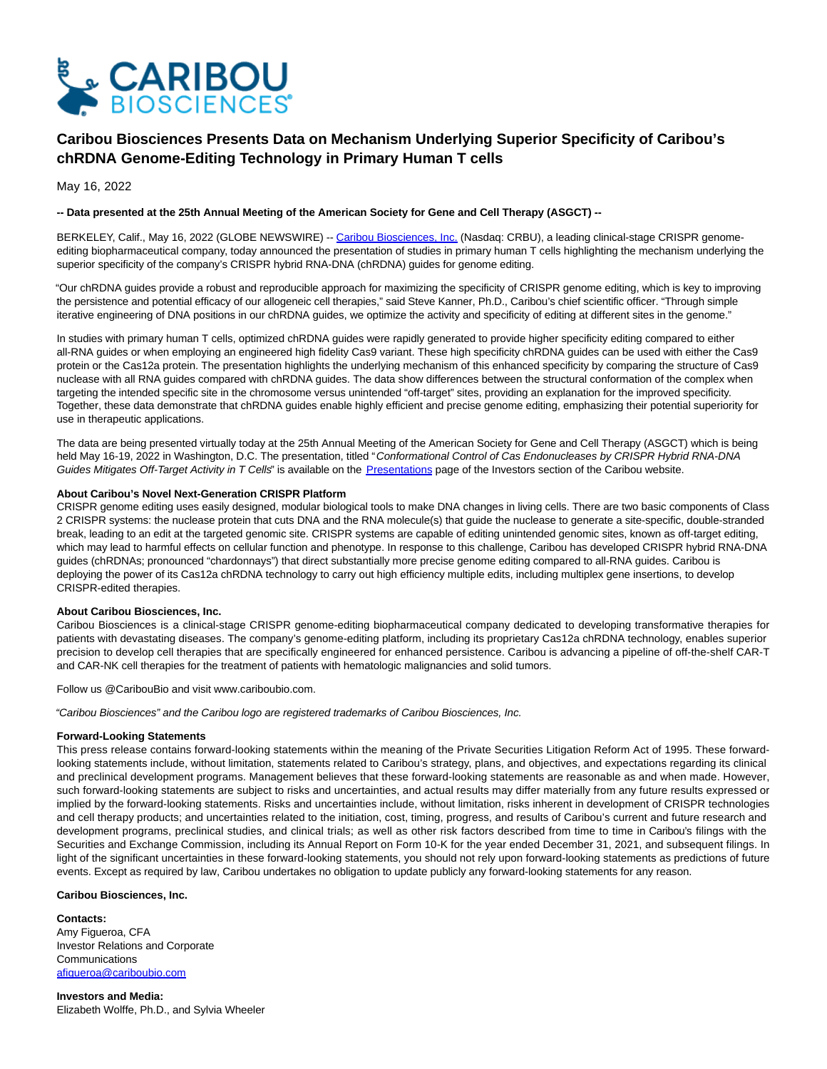# Caribou Biosciences Presents Data on Mechanism Underlying Superior Specificity of Caribou's chRDNA Genome-Editing Technology in Primary Human T cells

May 16, 2022

**-- Data presented at the 25th Annual Meeting of the American Society for Gene and Cell Therapy (ASGCT) --**

BERKELEY, Calif., May 16, 2022 (GLOBE NEWSWIRE) -- Caribou Biosciences, Inc. (Nasdaq: CRBU), a leading clinical-stage CRISPR genome-editing biopharmaceutical company, today announced the presentation of studies in primary human T cells highlighting the mechanism underlying the superior specificity of the company's CRISPR hybrid RNA-DNA (chRDNA) guides for genome editing.

"Our chRDNA guides provide a robust and reproducible approach for maximizing the specificity of CRISPR genome editing, which is key to improving the persistence and potential efficacy of our allogeneic cell therapies," said Steve Kanner, Ph.D., Caribou's chief scientific officer. "Through simple iterative engineering of DNA positions in our chRDNA guides, we optimize the activity and specificity of editing at different sites in the genome."

In studies with primary human T cells, optimized chRDNA guides were rapidly generated to provide higher specificity editing compared to either all-RNA guides or when employing an engineered high fidelity Cas9 variant. These high specificity chRDNA guides can be used with either the Cas9 protein or the Cas12a protein. The presentation highlights the underlying mechanism of this enhanced specificity by comparing the structure of Cas9 nuclease with all RNA guides compared with chRDNA guides. The data show differences between the structural conformation of the complex when targeting the intended specific site in the chromosome versus unintended "off-target" sites, providing an explanation for the improved specificity. Together, these data demonstrate that chRDNA guides enable highly efficient and precise genome editing, emphasizing their potential superiority for use in therapeutic applications.

The data are being presented virtually today at the 25th Annual Meeting of the American Society for Gene and Cell Therapy (ASGCT) which is being held May 16-19, 2022 in Washington, D.C. The presentation, titled "*Conformational Control of Cas Endonucleases by CRISPR Hybrid RNA-DNA Guides Mitigates Off-Target Activity in T Cells*" is available on the Presentations page of the Investors section of the Caribou website.

**About Caribou's Novel Next-Generation CRISPR Platform**
CRISPR genome editing uses easily designed, modular biological tools to make DNA changes in living cells. There are two basic components of Class 2 CRISPR systems: the nuclease protein that cuts DNA and the RNA molecule(s) that guide the nuclease to generate a site-specific, double-stranded break, leading to an edit at the targeted genomic site. CRISPR systems are capable of editing unintended genomic sites, known as off-target editing, which may lead to harmful effects on cellular function and phenotype. In response to this challenge, Caribou has developed CRISPR hybrid RNA-DNA guides (chRDNAs; pronounced "chardonnays") that direct substantially more precise genome editing compared to all-RNA guides. Caribou is deploying the power of its Cas12a chRDNA technology to carry out high efficiency multiple edits, including multiplex gene insertions, to develop CRISPR-edited therapies.

**About Caribou Biosciences, Inc.**
Caribou Biosciences is a clinical-stage CRISPR genome-editing biopharmaceutical company dedicated to developing transformative therapies for patients with devastating diseases. The company's genome-editing platform, including its proprietary Cas12a chRDNA technology, enables superior precision to develop cell therapies that are specifically engineered for enhanced persistence. Caribou is advancing a pipeline of off-the-shelf CAR-T and CAR-NK cell therapies for the treatment of patients with hematologic malignancies and solid tumors.

Follow us @CaribouBio and visit www.cariboubio.com.

*"Caribou Biosciences" and the Caribou logo are registered trademarks of Caribou Biosciences, Inc.*

**Forward-Looking Statements**
This press release contains forward-looking statements within the meaning of the Private Securities Litigation Reform Act of 1995. These forward-looking statements include, without limitation, statements related to Caribou's strategy, plans, and objectives, and expectations regarding its clinical and preclinical development programs. Management believes that these forward-looking statements are reasonable as and when made. However, such forward-looking statements are subject to risks and uncertainties, and actual results may differ materially from any future results expressed or implied by the forward-looking statements. Risks and uncertainties include, without limitation, risks inherent in development of CRISPR technologies and cell therapy products; and uncertainties related to the initiation, cost, timing, progress, and results of Caribou's current and future research and development programs, preclinical studies, and clinical trials; as well as other risk factors described from time to time in Caribou's filings with the Securities and Exchange Commission, including its Annual Report on Form 10-K for the year ended December 31, 2021, and subsequent filings. In light of the significant uncertainties in these forward-looking statements, you should not rely upon forward-looking statements as predictions of future events. Except as required by law, Caribou undertakes no obligation to update publicly any forward-looking statements for any reason.

**Caribou Biosciences, Inc.**

**Contacts:**
Amy Figueroa, CFA
Investor Relations and Corporate Communications
afigueroa@cariboubio.com

**Investors and Media:**
Elizabeth Wolffe, Ph.D., and Sylvia Wheeler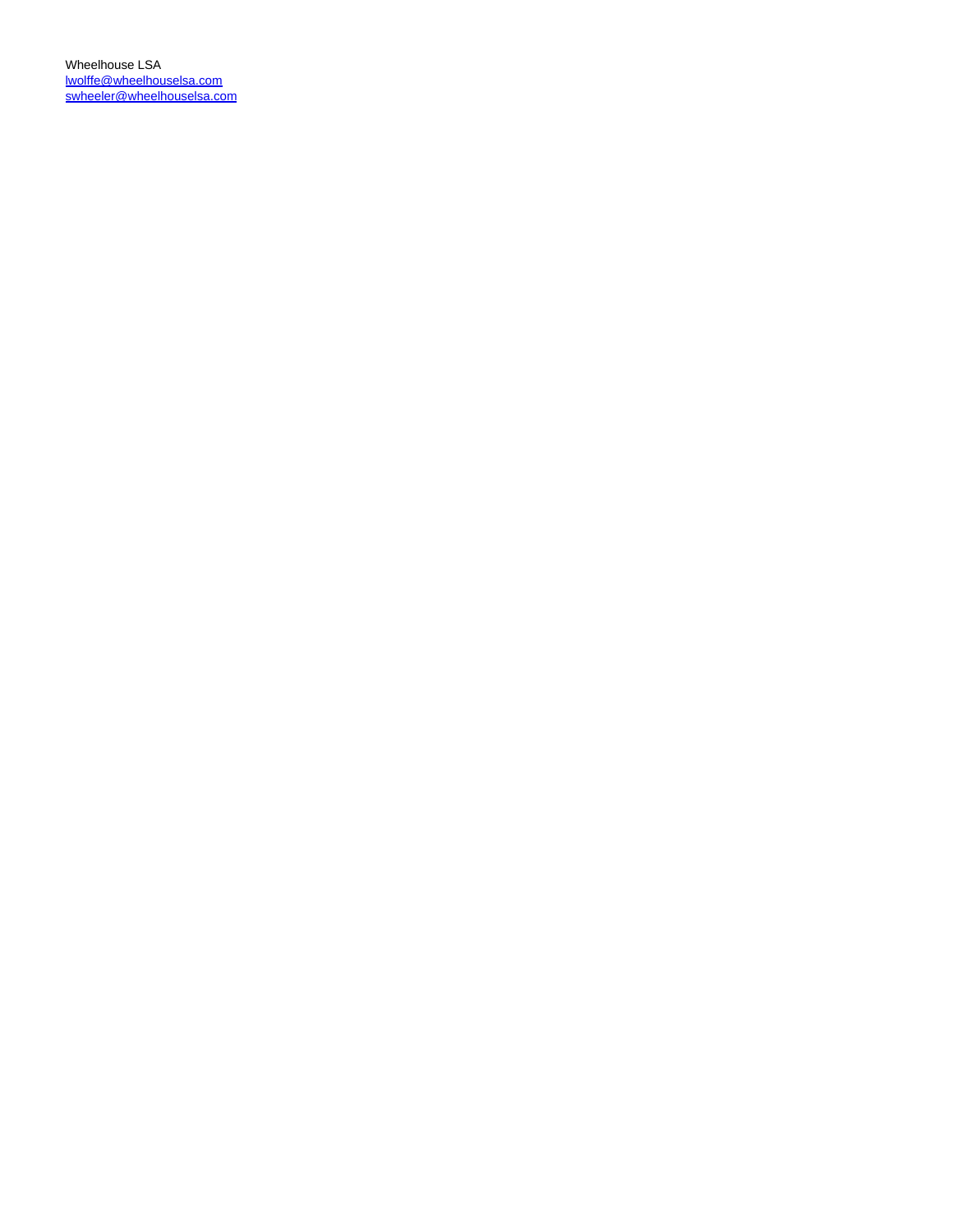Wheelhouse LSA
lwolffe@wheelhouselsa.com
swheeler@wheelhouselsa.com